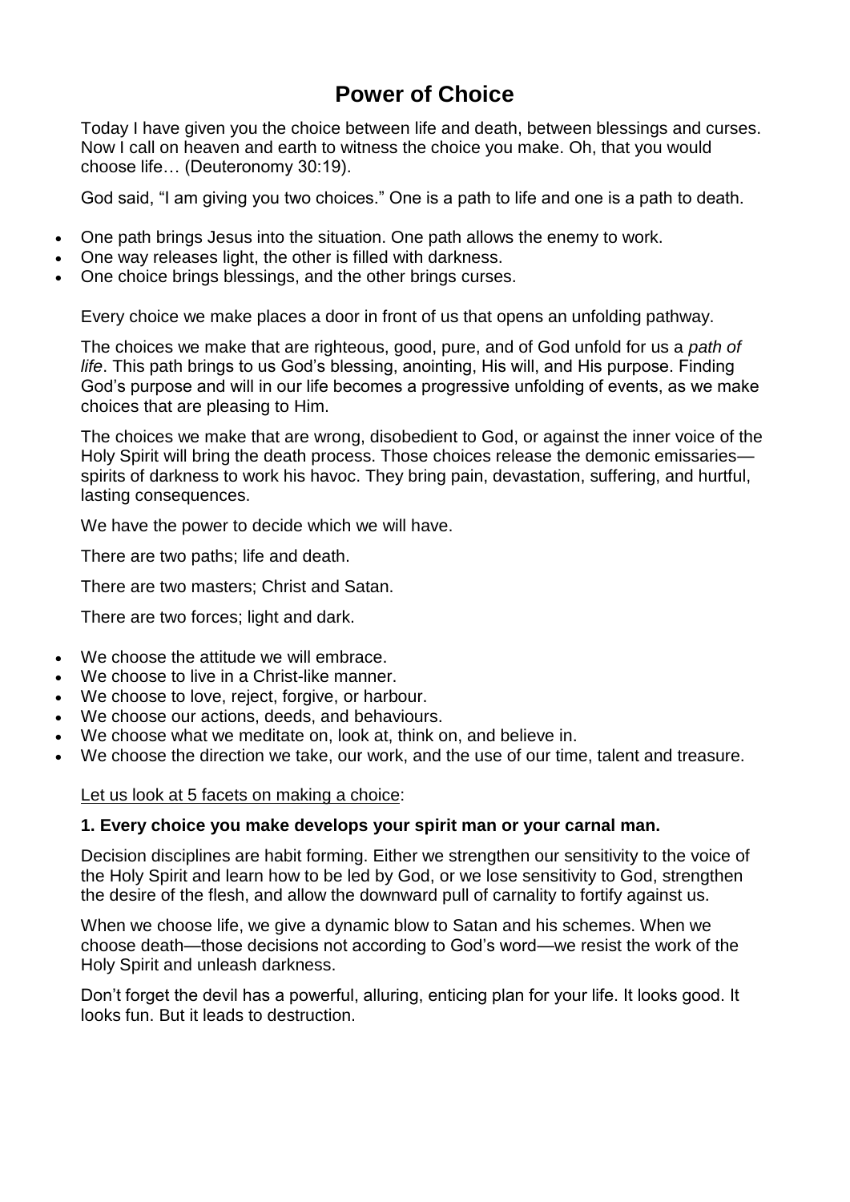# Power of Choice

Today I have given you the choice between life and death, between blessings and curses. Now I call on heaven and earth to witness the choice you make. Oh, that you would choose life… (Deuteronomy 30:19).

God said, "I am giving you two choices." One is a path to life and one is a path to death.

- One path brings Jesus into the situation. One path allows the enemy to work.
- One way releases light, the other is filled with darkness.
- One choice brings blessings, and the other brings curses.

Every choice we make places a door in front of us that opens an unfolding pathway.

The choices we make that are righteous, good, pure, and of God unfold for us a *path of life*. This path brings to us God's blessing, anointing, His will, and His purpose. Finding God's purpose and will in our life becomes a progressive unfolding of events, as we make choices that are pleasing to Him.

The choices we make that are wrong, disobedient to God, or against the inner voice of the Holy Spirit will bring the death process. Those choices release the demonic emissaries—spirits of darkness to work his havoc. They bring pain, devastation, suffering, and hurtful, lasting consequences.

We have the power to decide which we will have.

There are two paths; life and death.

There are two masters; Christ and Satan.

There are two forces; light and dark.

- We choose the attitude we will embrace.
- We choose to live in a Christ-like manner.
- We choose to love, reject, forgive, or harbour.
- We choose our actions, deeds, and behaviours.
- We choose what we meditate on, look at, think on, and believe in.
- We choose the direction we take, our work, and the use of our time, talent and treasure.

<u>Let us look at 5 facets on making a choice</u>:

**1. Every choice you make develops your spirit man or your carnal man.**

Decision disciplines are habit forming. Either we strengthen our sensitivity to the voice of the Holy Spirit and learn how to be led by God, or we lose sensitivity to God, strengthen the desire of the flesh, and allow the downward pull of carnality to fortify against us.

When we choose life, we give a dynamic blow to Satan and his schemes. When we choose death—those decisions not according to God's word—we resist the work of the Holy Spirit and unleash darkness.

Don't forget the devil has a powerful, alluring, enticing plan for your life. It looks good. It looks fun. But it leads to destruction.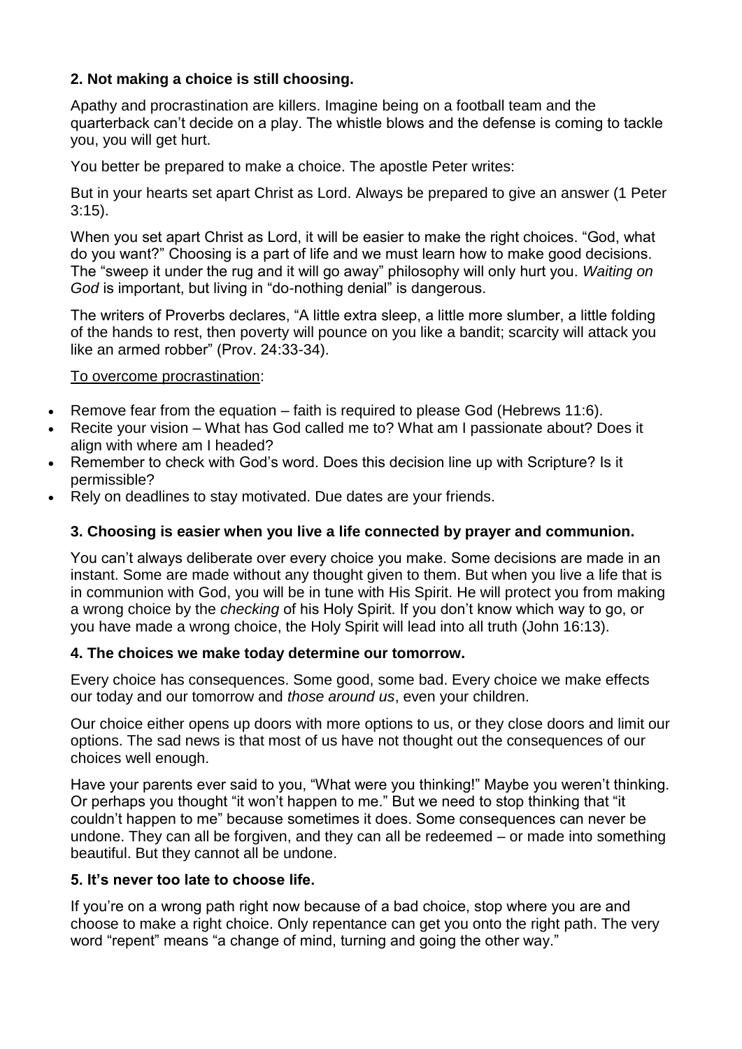**2. Not making a choice is still choosing.**

Apathy and procrastination are killers. Imagine being on a football team and the quarterback can't decide on a play. The whistle blows and the defense is coming to tackle you, you will get hurt.

You better be prepared to make a choice. The apostle Peter writes:

But in your hearts set apart Christ as Lord. Always be prepared to give an answer (1 Peter 3:15).

When you set apart Christ as Lord, it will be easier to make the right choices. "God, what do you want?" Choosing is a part of life and we must learn how to make good decisions. The "sweep it under the rug and it will go away" philosophy will only hurt you. *Waiting on God* is important, but living in "do-nothing denial" is dangerous.

The writers of Proverbs declares, "A little extra sleep, a little more slumber, a little folding of the hands to rest, then poverty will pounce on you like a bandit; scarcity will attack you like an armed robber" (Prov. 24:33-34).

<u>To overcome procrastination</u>:

- Remove fear from the equation – faith is required to please God (Hebrews 11:6).
- Recite your vision – What has God called me to? What am I passionate about? Does it align with where am I headed?
- Remember to check with God's word. Does this decision line up with Scripture? Is it permissible?
- Rely on deadlines to stay motivated. Due dates are your friends.

**3. Choosing is easier when you live a life connected by prayer and communion.**

You can't always deliberate over every choice you make. Some decisions are made in an instant. Some are made without any thought given to them. But when you live a life that is in communion with God, you will be in tune with His Spirit. He will protect you from making a wrong choice by the *checking* of his Holy Spirit. If you don't know which way to go, or you have made a wrong choice, the Holy Spirit will lead into all truth (John 16:13).

**4. The choices we make today determine our tomorrow.**

Every choice has consequences. Some good, some bad. Every choice we make effects our today and our tomorrow and *those around us*, even your children.

Our choice either opens up doors with more options to us, or they close doors and limit our options. The sad news is that most of us have not thought out the consequences of our choices well enough.

Have your parents ever said to you, "What were you thinking!" Maybe you weren't thinking. Or perhaps you thought "it won't happen to me." But we need to stop thinking that "it couldn't happen to me" because sometimes it does. Some consequences can never be undone. They can all be forgiven, and they can all be redeemed – or made into something beautiful. But they cannot all be undone.

**5. It's never too late to choose life.**

If you're on a wrong path right now because of a bad choice, stop where you are and choose to make a right choice. Only repentance can get you onto the right path. The very word "repent" means "a change of mind, turning and going the other way."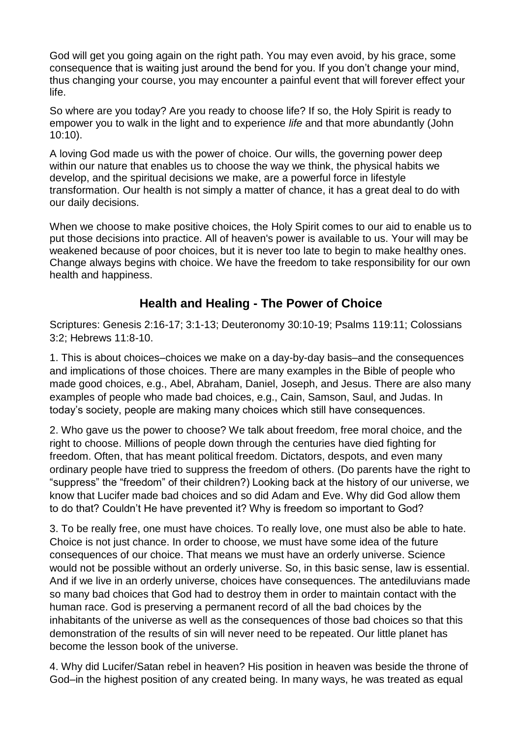God will get you going again on the right path. You may even avoid, by his grace, some consequence that is waiting just around the bend for you. If you don't change your mind, thus changing your course, you may encounter a painful event that will forever effect your life.

So where are you today? Are you ready to choose life? If so, the Holy Spirit is ready to empower you to walk in the light and to experience *life* and that more abundantly (John 10:10).

A loving God made us with the power of choice. Our wills, the governing power deep within our nature that enables us to choose the way we think, the physical habits we develop, and the spiritual decisions we make, are a powerful force in lifestyle transformation. Our health is not simply a matter of chance, it has a great deal to do with our daily decisions.

When we choose to make positive choices, the Holy Spirit comes to our aid to enable us to put those decisions into practice. All of heaven's power is available to us. Your will may be weakened because of poor choices, but it is never too late to begin to make healthy ones. Change always begins with choice. We have the freedom to take responsibility for our own health and happiness.

## Health and Healing - The Power of Choice

Scriptures: Genesis 2:16-17; 3:1-13; Deuteronomy 30:10-19; Psalms 119:11; Colossians 3:2; Hebrews 11:8-10.

1. This is about choices–choices we make on a day-by-day basis–and the consequences and implications of those choices. There are many examples in the Bible of people who made good choices, e.g., Abel, Abraham, Daniel, Joseph, and Jesus. There are also many examples of people who made bad choices, e.g., Cain, Samson, Saul, and Judas. In today's society, people are making many choices which still have consequences.

2. Who gave us the power to choose? We talk about freedom, free moral choice, and the right to choose. Millions of people down through the centuries have died fighting for freedom. Often, that has meant political freedom. Dictators, despots, and even many ordinary people have tried to suppress the freedom of others. (Do parents have the right to "suppress" the "freedom" of their children?) Looking back at the history of our universe, we know that Lucifer made bad choices and so did Adam and Eve. Why did God allow them to do that? Couldn't He have prevented it? Why is freedom so important to God?

3. To be really free, one must have choices. To really love, one must also be able to hate. Choice is not just chance. In order to choose, we must have some idea of the future consequences of our choice. That means we must have an orderly universe. Science would not be possible without an orderly universe. So, in this basic sense, law is essential. And if we live in an orderly universe, choices have consequences. The antediluvians made so many bad choices that God had to destroy them in order to maintain contact with the human race. God is preserving a permanent record of all the bad choices by the inhabitants of the universe as well as the consequences of those bad choices so that this demonstration of the results of sin will never need to be repeated. Our little planet has become the lesson book of the universe.

4. Why did Lucifer/Satan rebel in heaven? His position in heaven was beside the throne of God–in the highest position of any created being. In many ways, he was treated as equal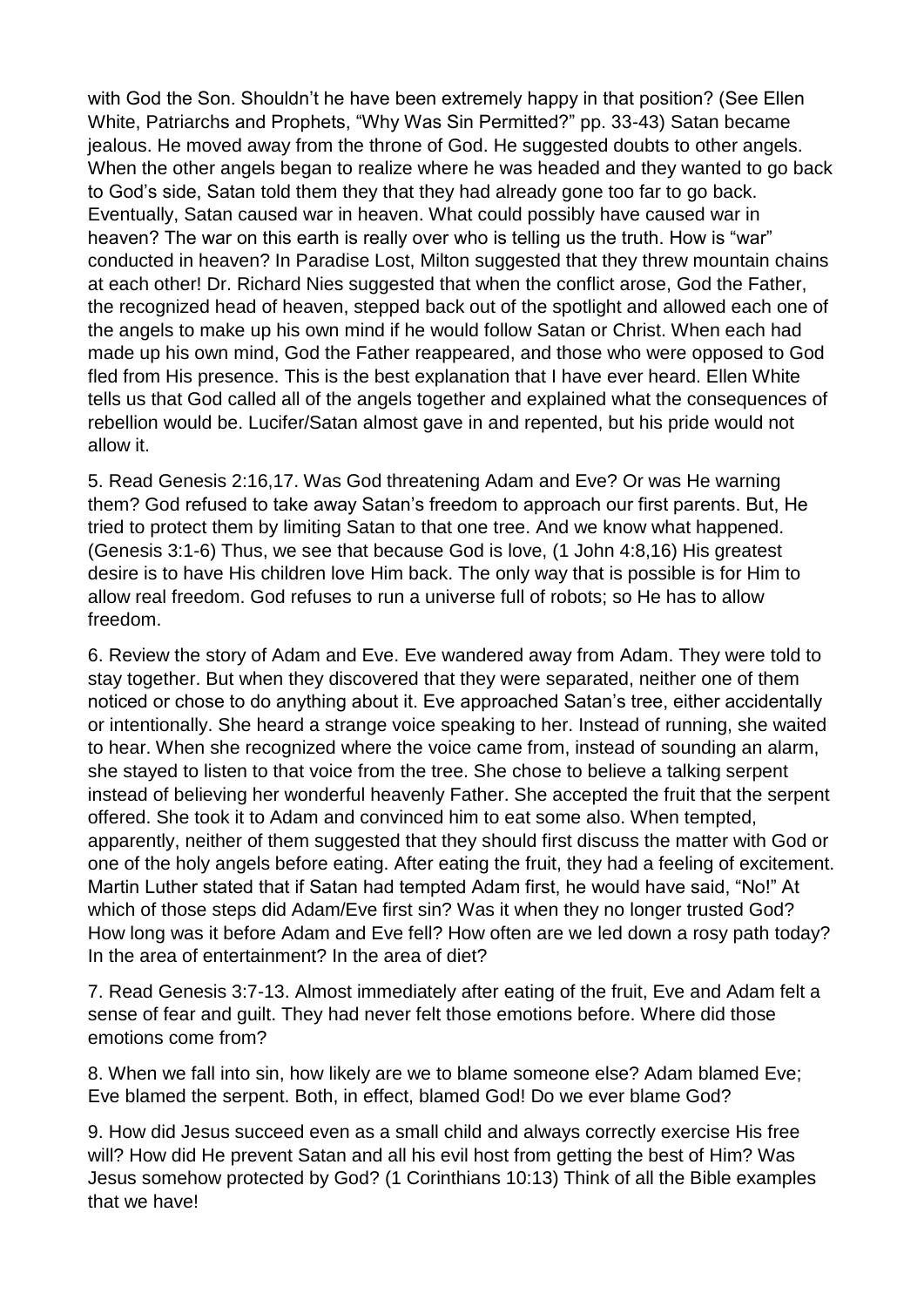with God the Son. Shouldn't he have been extremely happy in that position? (See Ellen White, Patriarchs and Prophets, "Why Was Sin Permitted?" pp. 33-43) Satan became jealous. He moved away from the throne of God. He suggested doubts to other angels. When the other angels began to realize where he was headed and they wanted to go back to God's side, Satan told them they that they had already gone too far to go back. Eventually, Satan caused war in heaven. What could possibly have caused war in heaven? The war on this earth is really over who is telling us the truth. How is "war" conducted in heaven? In Paradise Lost, Milton suggested that they threw mountain chains at each other! Dr. Richard Nies suggested that when the conflict arose, God the Father, the recognized head of heaven, stepped back out of the spotlight and allowed each one of the angels to make up his own mind if he would follow Satan or Christ. When each had made up his own mind, God the Father reappeared, and those who were opposed to God fled from His presence. This is the best explanation that I have ever heard. Ellen White tells us that God called all of the angels together and explained what the consequences of rebellion would be. Lucifer/Satan almost gave in and repented, but his pride would not allow it.

5. Read Genesis 2:16,17. Was God threatening Adam and Eve? Or was He warning them? God refused to take away Satan's freedom to approach our first parents. But, He tried to protect them by limiting Satan to that one tree. And we know what happened. (Genesis 3:1-6) Thus, we see that because God is love, (1 John 4:8,16) His greatest desire is to have His children love Him back. The only way that is possible is for Him to allow real freedom. God refuses to run a universe full of robots; so He has to allow freedom.

6. Review the story of Adam and Eve. Eve wandered away from Adam. They were told to stay together. But when they discovered that they were separated, neither one of them noticed or chose to do anything about it. Eve approached Satan's tree, either accidentally or intentionally. She heard a strange voice speaking to her. Instead of running, she waited to hear. When she recognized where the voice came from, instead of sounding an alarm, she stayed to listen to that voice from the tree. She chose to believe a talking serpent instead of believing her wonderful heavenly Father. She accepted the fruit that the serpent offered. She took it to Adam and convinced him to eat some also. When tempted, apparently, neither of them suggested that they should first discuss the matter with God or one of the holy angels before eating. After eating the fruit, they had a feeling of excitement. Martin Luther stated that if Satan had tempted Adam first, he would have said, "No!" At which of those steps did Adam/Eve first sin? Was it when they no longer trusted God? How long was it before Adam and Eve fell? How often are we led down a rosy path today? In the area of entertainment? In the area of diet?

7. Read Genesis 3:7-13. Almost immediately after eating of the fruit, Eve and Adam felt a sense of fear and guilt. They had never felt those emotions before. Where did those emotions come from?

8. When we fall into sin, how likely are we to blame someone else? Adam blamed Eve; Eve blamed the serpent. Both, in effect, blamed God! Do we ever blame God?

9. How did Jesus succeed even as a small child and always correctly exercise His free will? How did He prevent Satan and all his evil host from getting the best of Him? Was Jesus somehow protected by God? (1 Corinthians 10:13) Think of all the Bible examples that we have!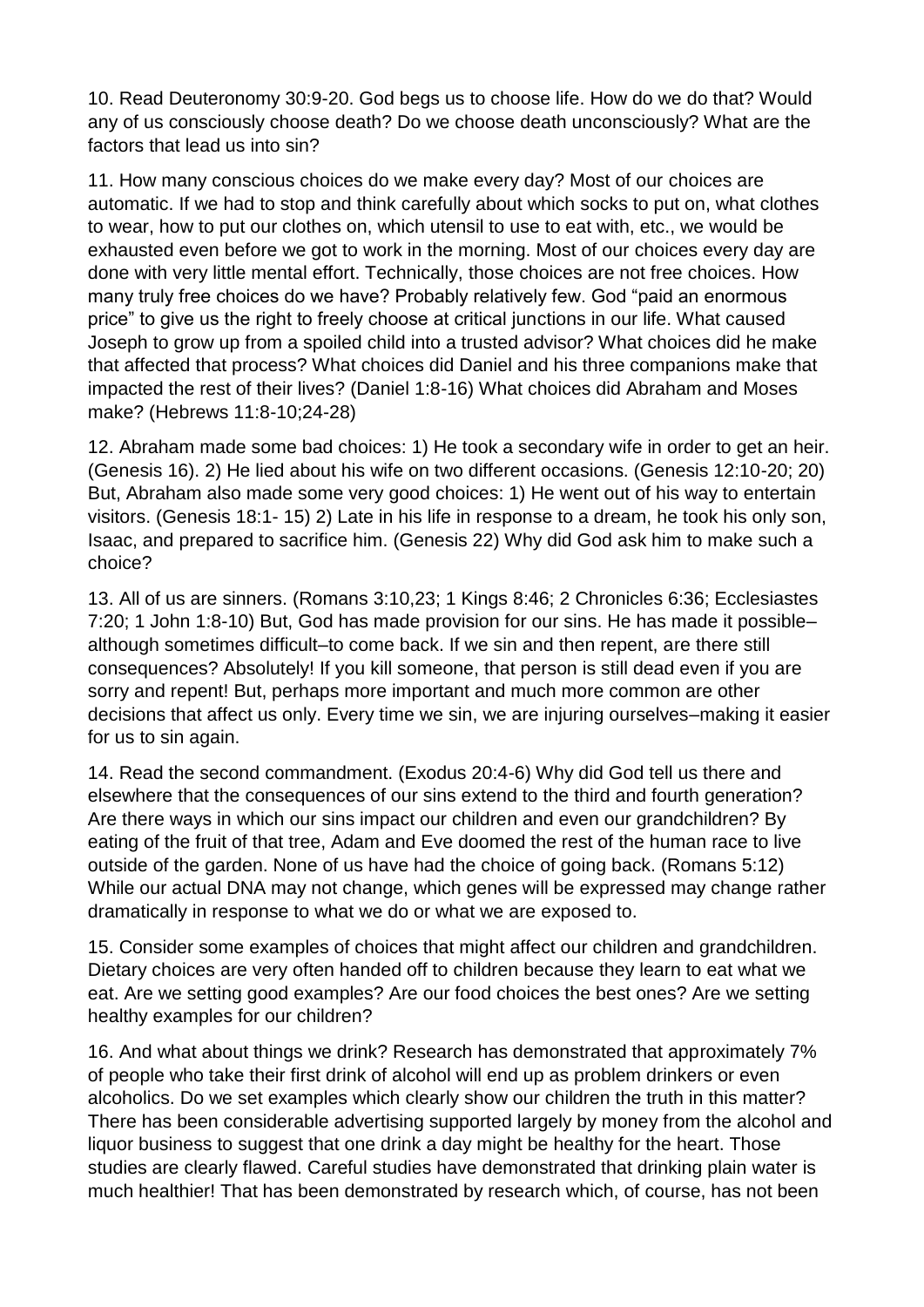10. Read Deuteronomy 30:9-20. God begs us to choose life. How do we do that? Would any of us consciously choose death? Do we choose death unconsciously? What are the factors that lead us into sin?

11. How many conscious choices do we make every day? Most of our choices are automatic. If we had to stop and think carefully about which socks to put on, what clothes to wear, how to put our clothes on, which utensil to use to eat with, etc., we would be exhausted even before we got to work in the morning. Most of our choices every day are done with very little mental effort. Technically, those choices are not free choices. How many truly free choices do we have? Probably relatively few. God "paid an enormous price" to give us the right to freely choose at critical junctions in our life. What caused Joseph to grow up from a spoiled child into a trusted advisor? What choices did he make that affected that process? What choices did Daniel and his three companions make that impacted the rest of their lives? (Daniel 1:8-16) What choices did Abraham and Moses make? (Hebrews 11:8-10;24-28)

12. Abraham made some bad choices: 1) He took a secondary wife in order to get an heir. (Genesis 16). 2) He lied about his wife on two different occasions. (Genesis 12:10-20; 20) But, Abraham also made some very good choices: 1) He went out of his way to entertain visitors. (Genesis 18:1- 15) 2) Late in his life in response to a dream, he took his only son, Isaac, and prepared to sacrifice him. (Genesis 22) Why did God ask him to make such a choice?

13. All of us are sinners. (Romans 3:10,23; 1 Kings 8:46; 2 Chronicles 6:36; Ecclesiastes 7:20; 1 John 1:8-10) But, God has made provision for our sins. He has made it possible–although sometimes difficult–to come back. If we sin and then repent, are there still consequences? Absolutely! If you kill someone, that person is still dead even if you are sorry and repent! But, perhaps more important and much more common are other decisions that affect us only. Every time we sin, we are injuring ourselves–making it easier for us to sin again.

14. Read the second commandment. (Exodus 20:4-6) Why did God tell us there and elsewhere that the consequences of our sins extend to the third and fourth generation? Are there ways in which our sins impact our children and even our grandchildren? By eating of the fruit of that tree, Adam and Eve doomed the rest of the human race to live outside of the garden. None of us have had the choice of going back. (Romans 5:12) While our actual DNA may not change, which genes will be expressed may change rather dramatically in response to what we do or what we are exposed to.

15. Consider some examples of choices that might affect our children and grandchildren. Dietary choices are very often handed off to children because they learn to eat what we eat. Are we setting good examples? Are our food choices the best ones? Are we setting healthy examples for our children?

16. And what about things we drink? Research has demonstrated that approximately 7% of people who take their first drink of alcohol will end up as problem drinkers or even alcoholics. Do we set examples which clearly show our children the truth in this matter? There has been considerable advertising supported largely by money from the alcohol and liquor business to suggest that one drink a day might be healthy for the heart. Those studies are clearly flawed. Careful studies have demonstrated that drinking plain water is much healthier! That has been demonstrated by research which, of course, has not been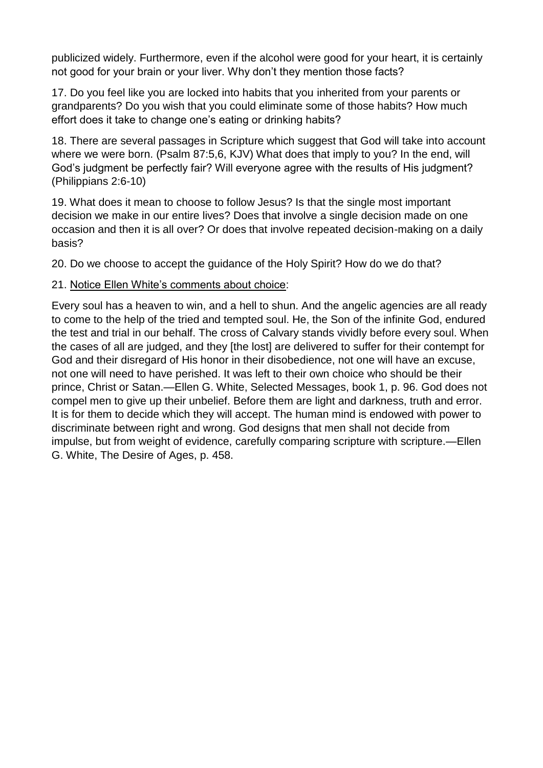publicized widely. Furthermore, even if the alcohol were good for your heart, it is certainly not good for your brain or your liver. Why don't they mention those facts?

17. Do you feel like you are locked into habits that you inherited from your parents or grandparents? Do you wish that you could eliminate some of those habits? How much effort does it take to change one's eating or drinking habits?

18. There are several passages in Scripture which suggest that God will take into account where we were born. (Psalm 87:5,6, KJV) What does that imply to you? In the end, will God's judgment be perfectly fair? Will everyone agree with the results of His judgment? (Philippians 2:6-10)

19. What does it mean to choose to follow Jesus? Is that the single most important decision we make in our entire lives? Does that involve a single decision made on one occasion and then it is all over? Or does that involve repeated decision-making on a daily basis?

20. Do we choose to accept the guidance of the Holy Spirit? How do we do that?

21. Notice Ellen White's comments about choice:

Every soul has a heaven to win, and a hell to shun. And the angelic agencies are all ready to come to the help of the tried and tempted soul. He, the Son of the infinite God, endured the test and trial in our behalf. The cross of Calvary stands vividly before every soul. When the cases of all are judged, and they [the lost] are delivered to suffer for their contempt for God and their disregard of His honor in their disobedience, not one will have an excuse, not one will need to have perished. It was left to their own choice who should be their prince, Christ or Satan.—Ellen G. White, Selected Messages, book 1, p. 96. God does not compel men to give up their unbelief. Before them are light and darkness, truth and error. It is for them to decide which they will accept. The human mind is endowed with power to discriminate between right and wrong. God designs that men shall not decide from impulse, but from weight of evidence, carefully comparing scripture with scripture.—Ellen G. White, The Desire of Ages, p. 458.